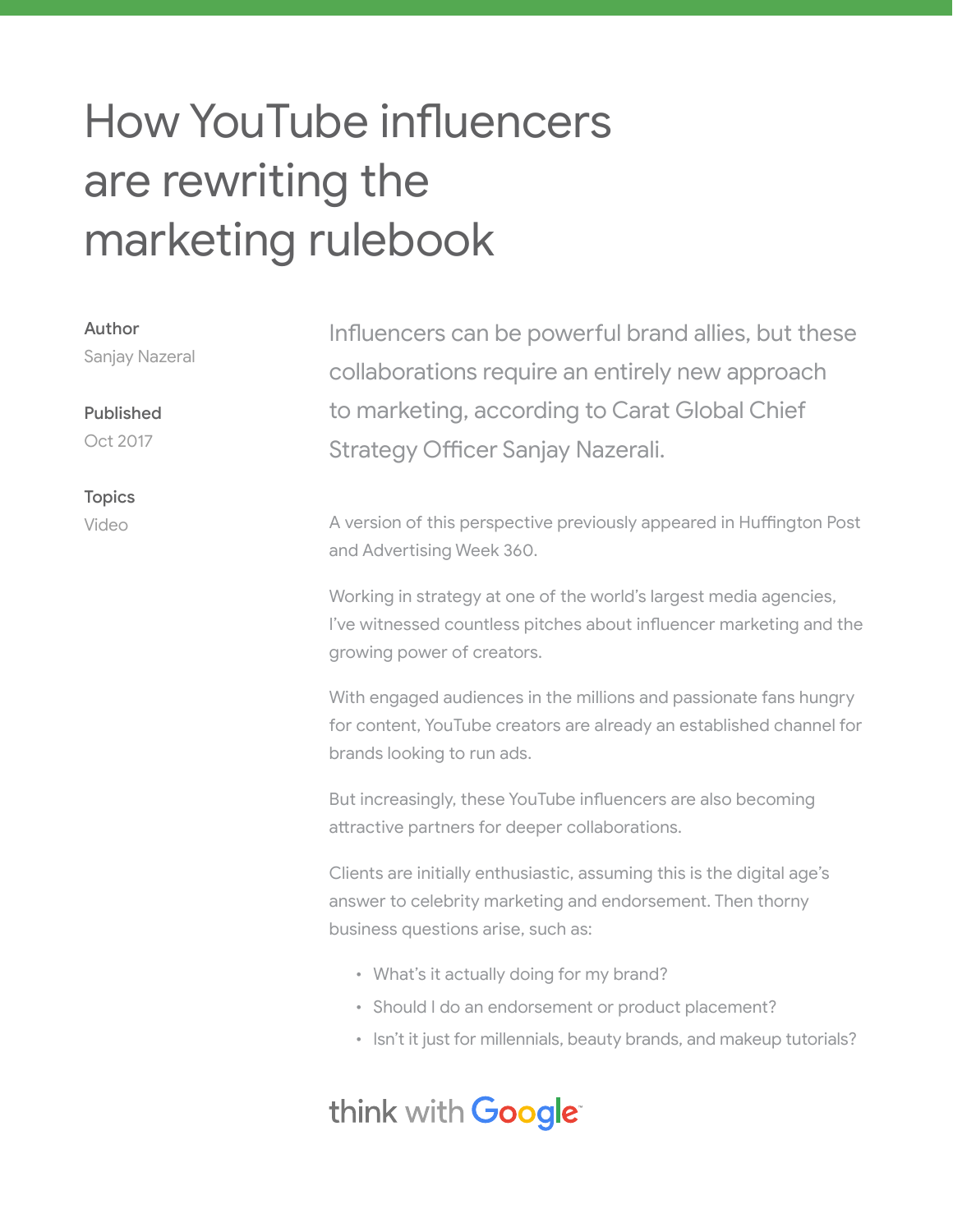# How YouTube influencers are rewriting the marketing rulebook

**Author**
Sanjay Nazeral

**Published**
Oct 2017

**Topics**
Video

Influencers can be powerful brand allies, but these collaborations require an entirely new approach to marketing, according to Carat Global Chief Strategy Officer Sanjay Nazerali.

A version of this perspective previously appeared in Huffington Post and Advertising Week 360.

Working in strategy at one of the world's largest media agencies, I've witnessed countless pitches about influencer marketing and the growing power of creators.

With engaged audiences in the millions and passionate fans hungry for content, YouTube creators are already an established channel for brands looking to run ads.

But increasingly, these YouTube influencers are also becoming attractive partners for deeper collaborations.

Clients are initially enthusiastic, assuming this is the digital age's answer to celebrity marketing and endorsement. Then thorny business questions arise, such as:

- What's it actually doing for my brand?
- Should I do an endorsement or product placement?
- Isn't it just for millennials, beauty brands, and makeup tutorials?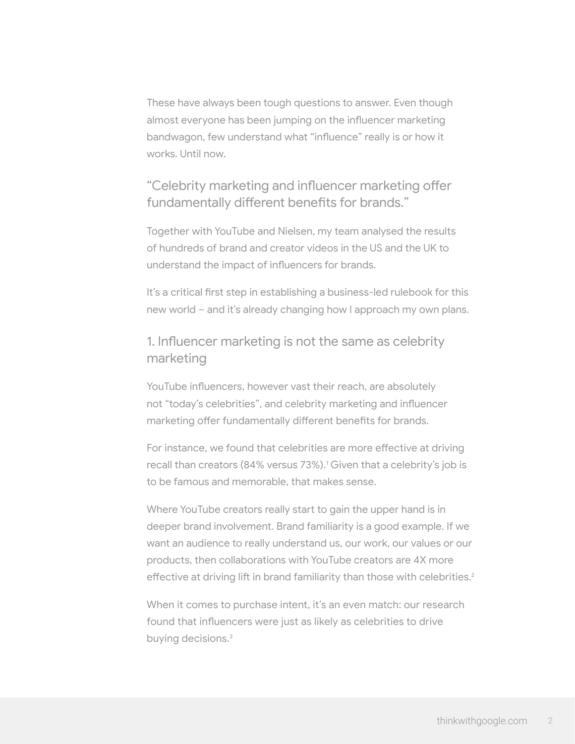These have always been tough questions to answer. Even though almost everyone has been jumping on the influencer marketing bandwagon, few understand what "influence" really is or how it works. Until now.

> "Celebrity marketing and influencer marketing offer fundamentally different benefits for brands."

Together with YouTube and Nielsen, my team analysed the results of hundreds of brand and creator videos in the US and the UK to understand the impact of influencers for brands.

It's a critical first step in establishing a business-led rulebook for this new world – and it's already changing how I approach my own plans.

## 1. Influencer marketing is not the same as celebrity marketing

YouTube influencers, however vast their reach, are absolutely not "today's celebrities", and celebrity marketing and influencer marketing offer fundamentally different benefits for brands.

For instance, we found that celebrities are more effective at driving recall than creators (84% versus 73%).[1] Given that a celebrity's job is to be famous and memorable, that makes sense.

Where YouTube creators really start to gain the upper hand is in deeper brand involvement. Brand familiarity is a good example. If we want an audience to really understand us, our work, our values or our products, then collaborations with YouTube creators are 4X more effective at driving lift in brand familiarity than those with celebrities.[2]

When it comes to purchase intent, it's an even match: our research found that influencers were just as likely as celebrities to drive buying decisions.[3]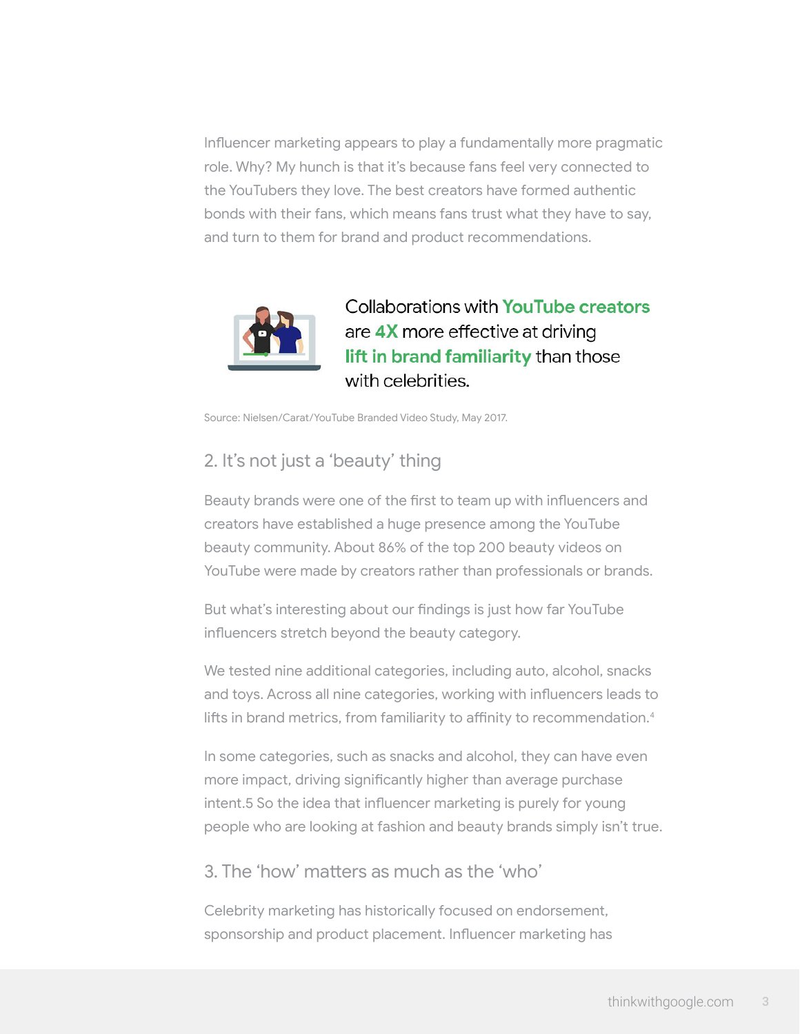Influencer marketing appears to play a fundamentally more pragmatic role. Why? My hunch is that it's because fans feel very connected to the YouTubers they love. The best creators have formed authentic bonds with their fans, which means fans trust what they have to say, and turn to them for brand and product recommendations.

Collaborations with **YouTube creators** are **4X** more effective at driving **lift in brand familiarity** than those with celebrities.

Source: Nielsen/Carat/YouTube Branded Video Study, May 2017.

## 2. It's not just a 'beauty' thing

Beauty brands were one of the first to team up with influencers and creators have established a huge presence among the YouTube beauty community. About 86% of the top 200 beauty videos on YouTube were made by creators rather than professionals or brands.

But what's interesting about our findings is just how far YouTube influencers stretch beyond the beauty category.

We tested nine additional categories, including auto, alcohol, snacks and toys. Across all nine categories, working with influencers leads to lifts in brand metrics, from familiarity to affinity to recommendation.[4]

In some categories, such as snacks and alcohol, they can have even more impact, driving significantly higher than average purchase intent.5 So the idea that influencer marketing is purely for young people who are looking at fashion and beauty brands simply isn't true.

## 3. The 'how' matters as much as the 'who'

Celebrity marketing has historically focused on endorsement, sponsorship and product placement. Influencer marketing has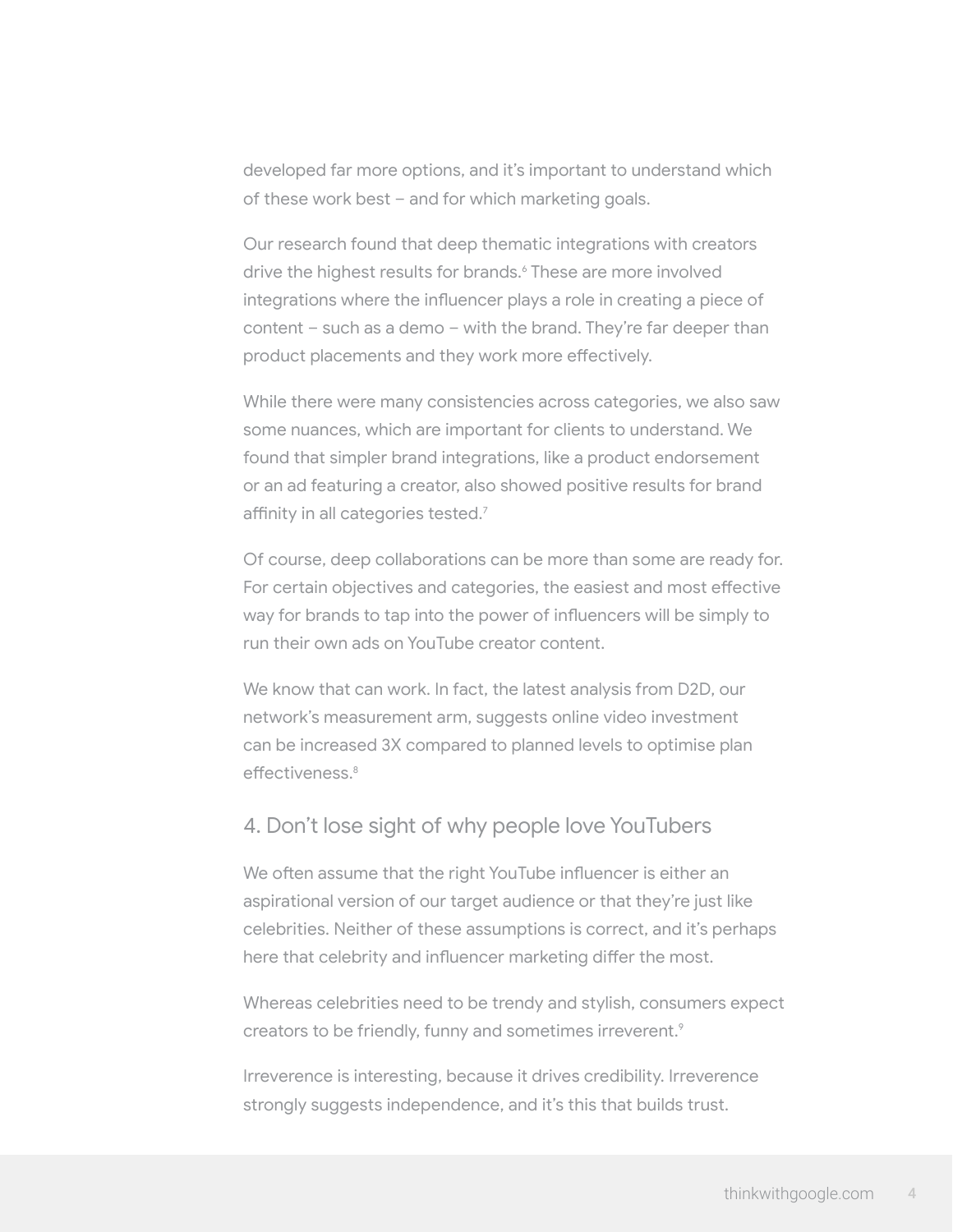developed far more options, and it's important to understand which of these work best – and for which marketing goals.

Our research found that deep thematic integrations with creators drive the highest results for brands.[6] These are more involved integrations where the influencer plays a role in creating a piece of content – such as a demo – with the brand. They're far deeper than product placements and they work more effectively.

While there were many consistencies across categories, we also saw some nuances, which are important for clients to understand. We found that simpler brand integrations, like a product endorsement or an ad featuring a creator, also showed positive results for brand affinity in all categories tested.[7]

Of course, deep collaborations can be more than some are ready for. For certain objectives and categories, the easiest and most effective way for brands to tap into the power of influencers will be simply to run their own ads on YouTube creator content.

We know that can work. In fact, the latest analysis from D2D, our network's measurement arm, suggests online video investment can be increased 3X compared to planned levels to optimise plan effectiveness.[8]

## 4. Don't lose sight of why people love YouTubers

We often assume that the right YouTube influencer is either an aspirational version of our target audience or that they're just like celebrities. Neither of these assumptions is correct, and it's perhaps here that celebrity and influencer marketing differ the most.

Whereas celebrities need to be trendy and stylish, consumers expect creators to be friendly, funny and sometimes irreverent.[9]

Irreverence is interesting, because it drives credibility. Irreverence strongly suggests independence, and it's this that builds trust.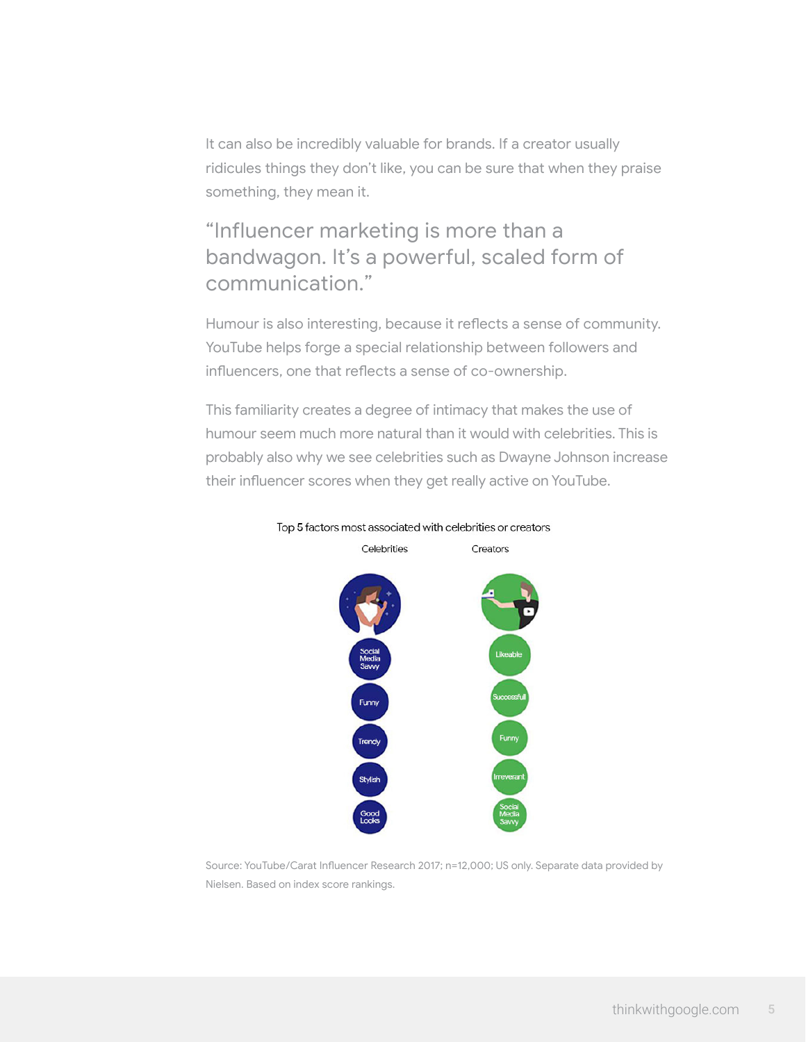It can also be incredibly valuable for brands. If a creator usually ridicules things they don't like, you can be sure that when they praise something, they mean it.

> "Influencer marketing is more than a bandwagon. It's a powerful, scaled form of communication."

Humour is also interesting, because it reflects a sense of community. YouTube helps forge a special relationship between followers and influencers, one that reflects a sense of co-ownership.

This familiarity creates a degree of intimacy that makes the use of humour seem much more natural than it would with celebrities. This is probably also why we see celebrities such as Dwayne Johnson increase their influencer scores when they get really active on YouTube.

Top 5 factors most associated with celebrities or creators

| Celebrities | Creators |
| --- | --- |
| Social Media Savvy | Likeable |
| Funny | Successful |
| Trendy | Funny |
| Stylish | Irreverant |
| Good Looks | Social Media Savvy |

Source: YouTube/Carat Influencer Research 2017; n=12,000; US only. Separate data provided by Nielsen. Based on index score rankings.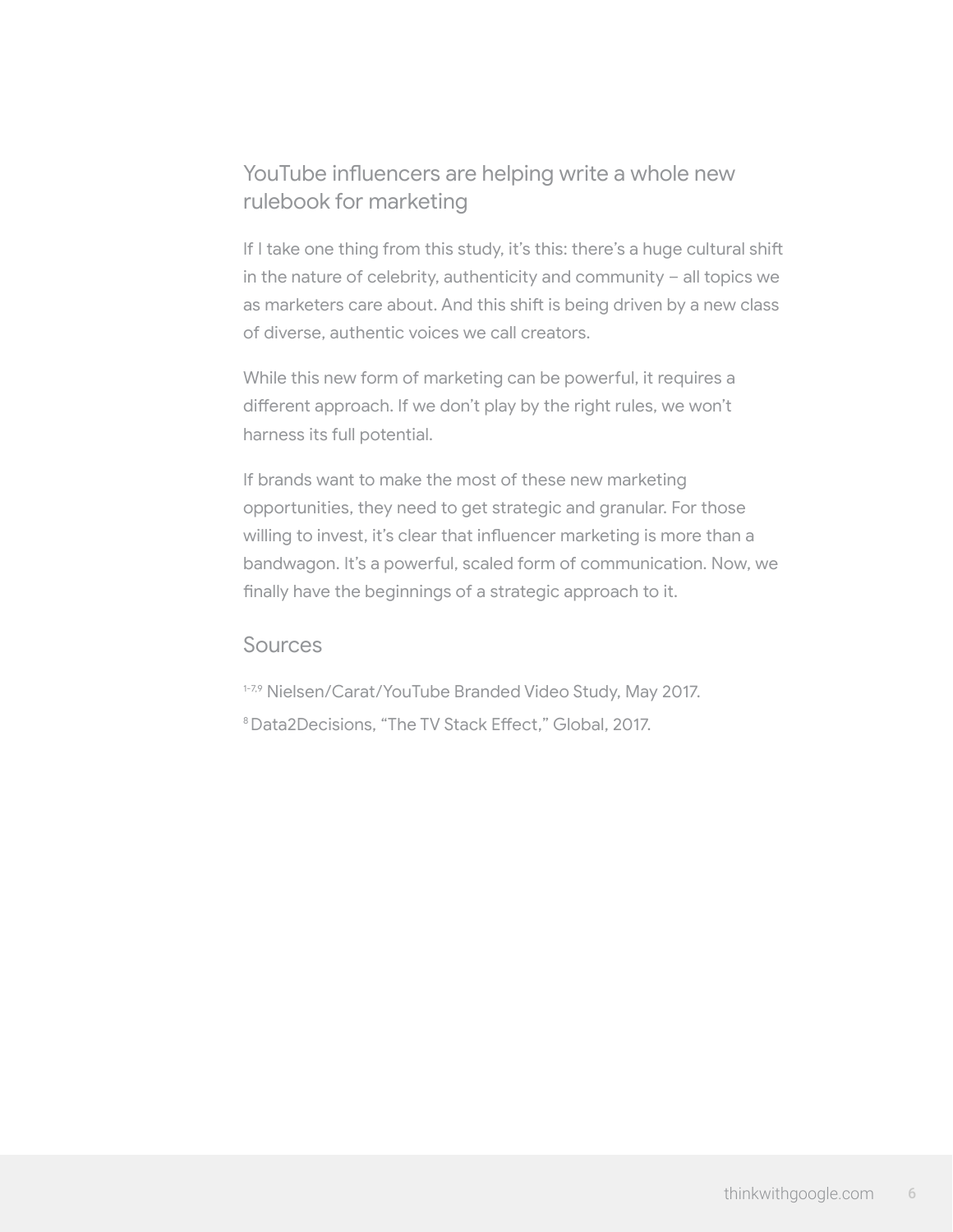## YouTube influencers are helping write a whole new rulebook for marketing

If I take one thing from this study, it's this: there's a huge cultural shift in the nature of celebrity, authenticity and community – all topics we as marketers care about. And this shift is being driven by a new class of diverse, authentic voices we call creators.

While this new form of marketing can be powerful, it requires a different approach. If we don't play by the right rules, we won't harness its full potential.

If brands want to make the most of these new marketing opportunities, they need to get strategic and granular. For those willing to invest, it's clear that influencer marketing is more than a bandwagon. It's a powerful, scaled form of communication. Now, we finally have the beginnings of a strategic approach to it.

## Sources

[1-7,9] Nielsen/Carat/YouTube Branded Video Study, May 2017.

[8] Data2Decisions, "The TV Stack Effect," Global, 2017.